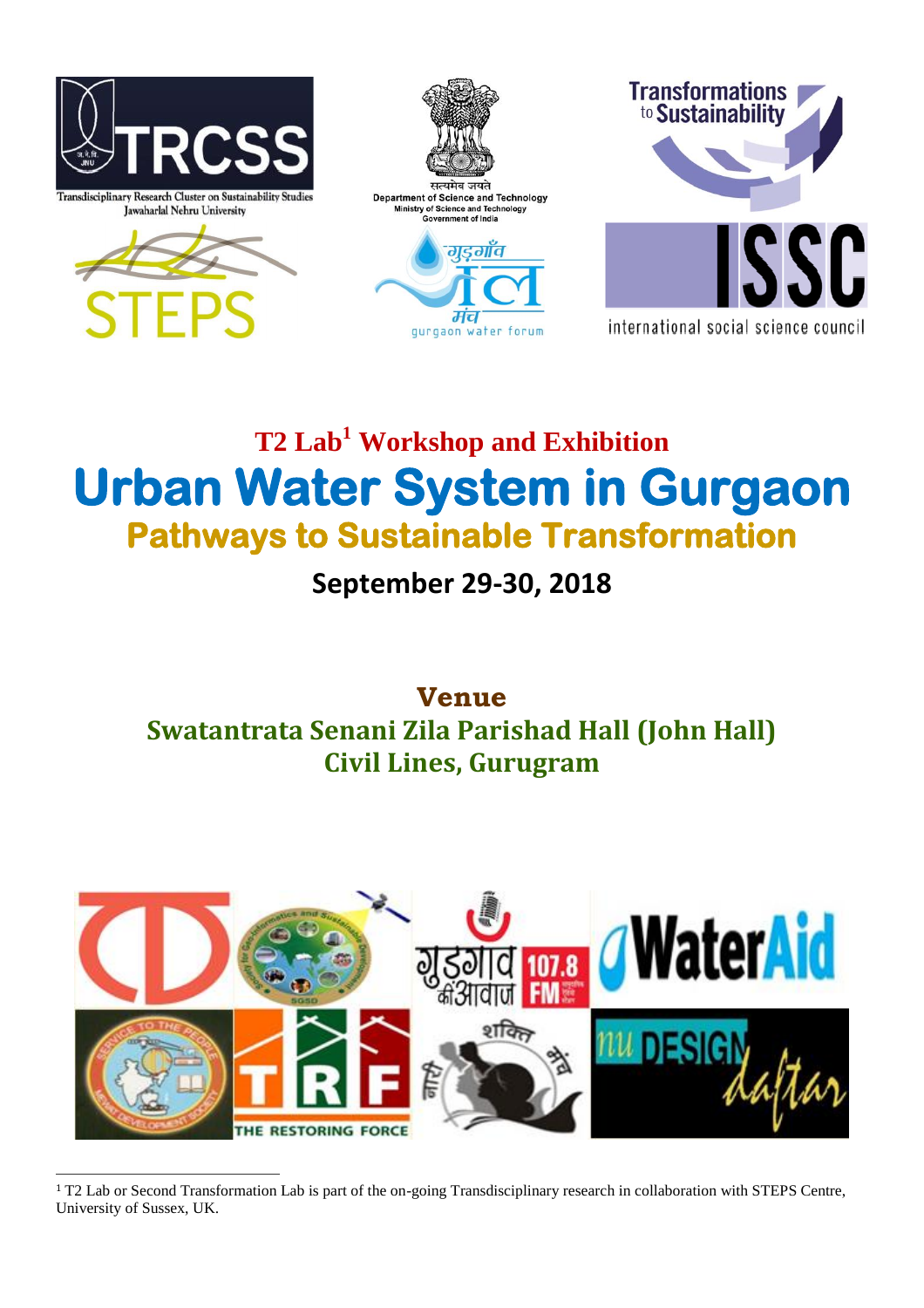# T2 Lab[1] Workshop and Exhibition

# Urban Water System in Gurgaon

## Pathways to Sustainable Transformation

**September 29-30, 2018**

**Venue**

**Swatantrata Senani Zila Parishad Hall (John Hall)**
**Civil Lines, Gurugram**

[1] T2 Lab or Second Transformation Lab is part of the on-going Transdisciplinary research in collaboration with STEPS Centre, University of Sussex, UK.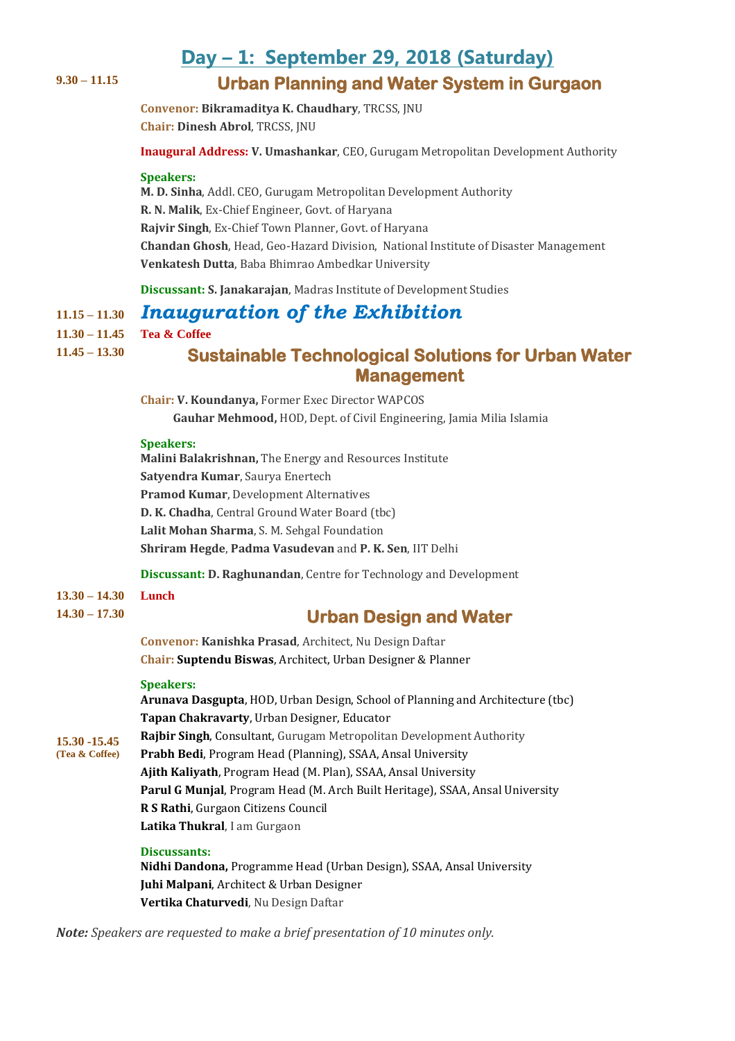# Day – 1: September 29, 2018 (Saturday)

**9.30 – 11.15**

## Urban Planning and Water System in Gurgaon

**Convenor:** **Bikramaditya K. Chaudhary**, TRCSS, JNU
**Chair:** **Dinesh Abrol**, TRCSS, JNU

**Inaugural Address:** **V. Umashankar**, CEO, Gurugam Metropolitan Development Authority

**Speakers:**
**M. D. Sinha**, Addl. CEO, Gurugam Metropolitan Development Authority
**R. N. Malik**, Ex-Chief Engineer, Govt. of Haryana
**Rajvir Singh**, Ex-Chief Town Planner, Govt. of Haryana
**Chandan Ghosh**, Head, Geo-Hazard Division, National Institute of Disaster Management
**Venkatesh Dutta**, Baba Bhimrao Ambedkar University

**Discussant:** **S. Janakarajan**, Madras Institute of Development Studies

**11.15 – 11.30** ***Inauguration of the Exhibition***

**11.30 – 11.45** **Tea & Coffee**

**11.45 – 13.30**

## Sustainable Technological Solutions for Urban Water Management

**Chair:** **V. Koundanya,** Former Exec Director WAPCOS
**Gauhar Mehmood,** HOD, Dept. of Civil Engineering, Jamia Milia Islamia

**Speakers:**
**Malini Balakrishnan,** The Energy and Resources Institute
**Satyendra Kumar**, Saurya Enertech
**Pramod Kumar**, Development Alternatives
**D. K. Chadha**, Central Ground Water Board (tbc)
**Lalit Mohan Sharma**, S. M. Sehgal Foundation
**Shriram Hegde**, **Padma Vasudevan** and **P. K. Sen**, IIT Delhi

**Discussant:** **D. Raghunandan**, Centre for Technology and Development

**13.30 – 14.30** **Lunch**

**14.30 – 17.30**

## Urban Design and Water

**Convenor:** **Kanishka Prasad**, Architect, Nu Design Daftar
**Chair:** **Suptendu Biswas**, Architect, Urban Designer & Planner

**Speakers:**
**Arunava Dasgupta**, HOD, Urban Design, School of Planning and Architecture (tbc)
**Tapan Chakravarty**, Urban Designer, Educator
**Rajbir Singh**, Consultant, Gurugam Metropolitan Development Authority
**Prabh Bedi**, Program Head (Planning), SSAA, Ansal University
**Ajith Kaliyath**, Program Head (M. Plan), SSAA, Ansal University
**Parul G Munjal**, Program Head (M. Arch Built Heritage), SSAA, Ansal University
**R S Rathi**, Gurgaon Citizens Council
**Latika Thukral**, I am Gurgaon

**15.30 -15.45 (Tea & Coffee)**

**Discussants:**
**Nidhi Dandona,** Programme Head (Urban Design), SSAA, Ansal University
**Juhi Malpani**, Architect & Urban Designer
**Vertika Chaturvedi**, Nu Design Daftar

***Note:*** *Speakers are requested to make a brief presentation of 10 minutes only.*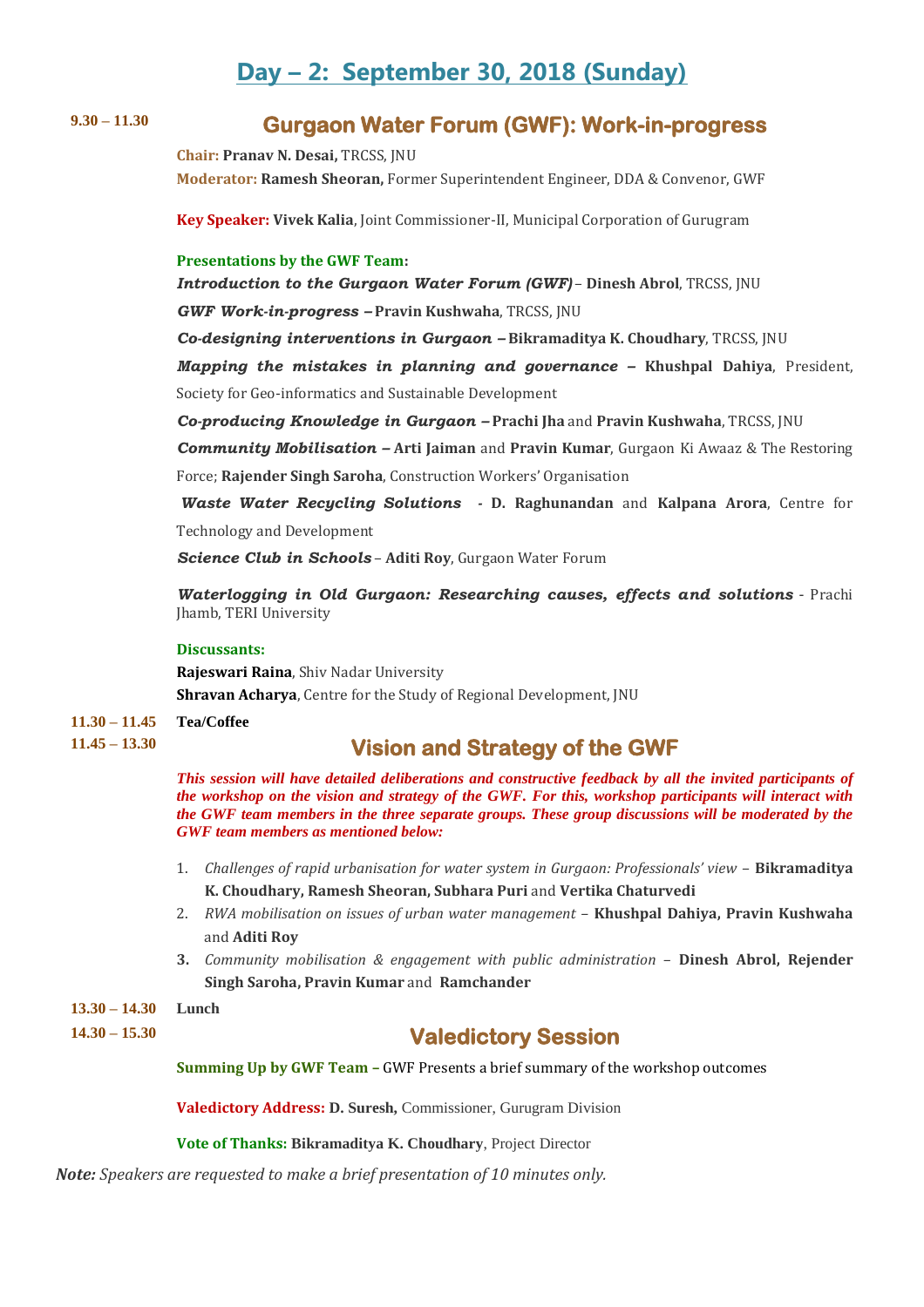# Day – 2: September 30, 2018 (Sunday)

**9.30 – 11.30**

## Gurgaon Water Forum (GWF): Work-in-progress

**Chair:** **Pranav N. Desai,** TRCSS, JNU

**Moderator:** **Ramesh Sheoran,** Former Superintendent Engineer, DDA & Convenor, GWF

**Key Speaker:** **Vivek Kalia**, Joint Commissioner-II, Municipal Corporation of Gurugram

**Presentations by the GWF Team:**

***Introduction to the Gurgaon Water Forum (GWF)*** – **Dinesh Abrol**, TRCSS, JNU

***GWF Work-in-progress*** – **Pravin Kushwaha**, TRCSS, JNU

***Co-designing interventions in Gurgaon*** – **Bikramaditya K. Choudhary**, TRCSS, JNU

***Mapping the mistakes in planning and governance*** – **Khushpal Dahiya**, President, Society for Geo-informatics and Sustainable Development

***Co-producing Knowledge in Gurgaon*** – **Prachi Jha** and **Pravin Kushwaha**, TRCSS, JNU

***Community Mobilisation*** – **Arti Jaiman** and **Pravin Kumar**, Gurgaon Ki Awaaz & The Restoring Force; **Rajender Singh Saroha**, Construction Workers' Organisation

***Waste Water Recycling Solutions*** - **D. Raghunandan** and **Kalpana Arora**, Centre for Technology and Development

***Science Club in Schools*** – **Aditi Roy**, Gurgaon Water Forum

***Waterlogging in Old Gurgaon: Researching causes, effects and solutions*** - Prachi Jhamb, TERI University

**Discussants:**

**Rajeswari Raina**, Shiv Nadar University

**Shravan Acharya**, Centre for the Study of Regional Development, JNU

**11.30 – 11.45** **Tea/Coffee**

**11.45 – 13.30**

## Vision and Strategy of the GWF

***This session will have detailed deliberations and constructive feedback by all the invited participants of the workshop on the vision and strategy of the GWF. For this, workshop participants will interact with the GWF team members in the three separate groups. These group discussions will be moderated by the GWF team members as mentioned below:***

1. *Challenges of rapid urbanisation for water system in Gurgaon: Professionals' view* – **Bikramaditya K. Choudhary, Ramesh Sheoran, Subhara Puri** and **Vertika Chaturvedi**
2. *RWA mobilisation on issues of urban water management* – **Khushpal Dahiya, Pravin Kushwaha** and **Aditi Roy**
3. *Community mobilisation & engagement with public administration* – **Dinesh Abrol, Rejender Singh Saroha, Pravin Kumar** and **Ramchander**

**13.30 – 14.30** **Lunch**

**14.30 – 15.30**

## Valedictory Session

**Summing Up by GWF Team** – GWF Presents a brief summary of the workshop outcomes

**Valedictory Address:** **D. Suresh,** Commissioner, Gurugram Division

**Vote of Thanks:** **Bikramaditya K. Choudhary**, Project Director

***Note:*** *Speakers are requested to make a brief presentation of 10 minutes only.*